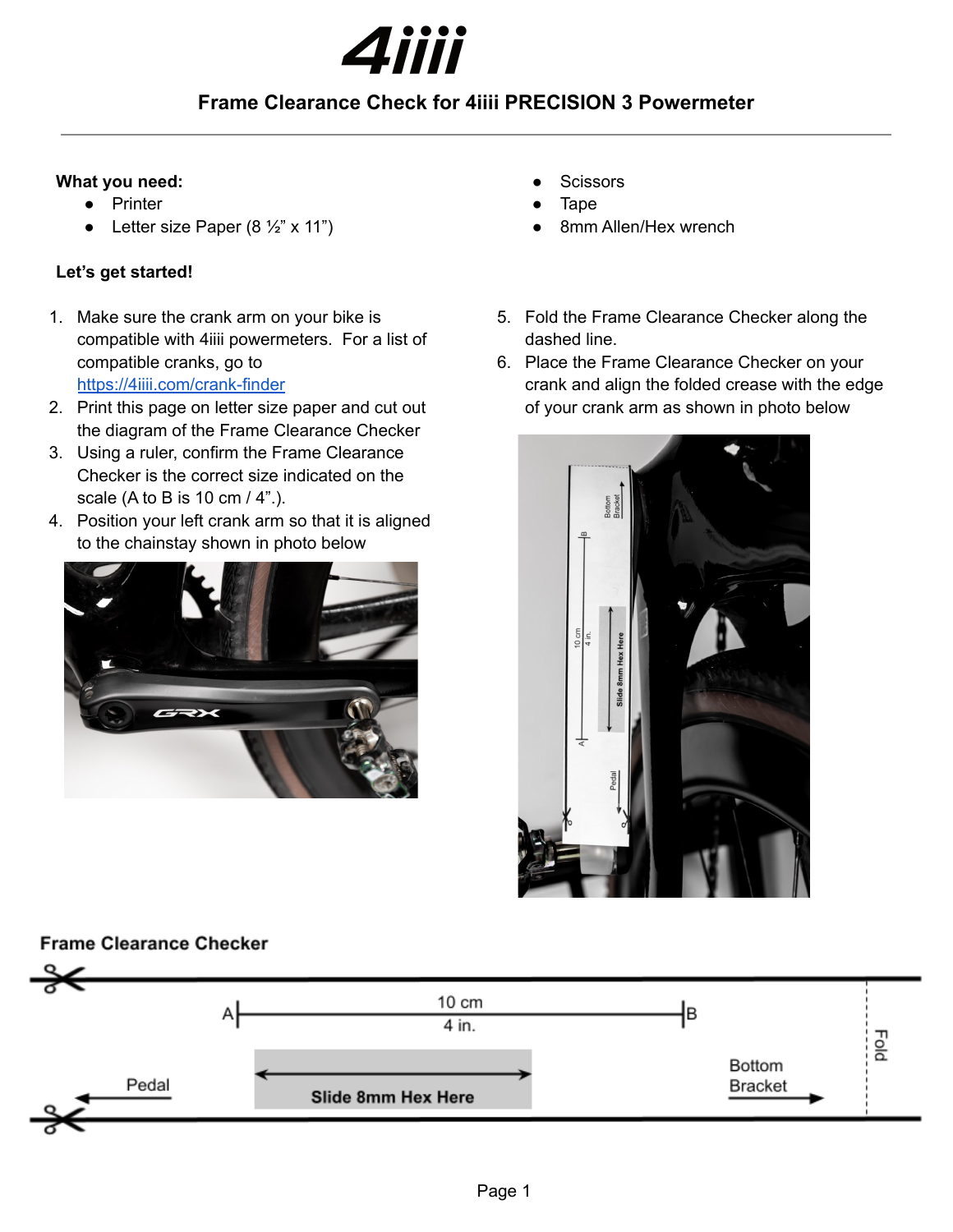# 4iiii

## Frame Clearance Check for 4iiii PRECISION 3 Powermeter

**What you need:**

- Printer
- Letter size Paper (8 ½" x 11")
- Scissors
- Tape
- 8mm Allen/Hex wrench

**Let's get started!**

1. Make sure the crank arm on your bike is compatible with 4iiii powermeters. For a list of compatible cranks, go to https://4iiii.com/crank-finder
2. Print this page on letter size paper and cut out the diagram of the Frame Clearance Checker
3. Using a ruler, confirm the Frame Clearance Checker is the correct size indicated on the scale (A to B is 10 cm / 4".).
4. Position your left crank arm so that it is aligned to the chainstay shown in photo below
5. Fold the Frame Clearance Checker along the dashed line.
6. Place the Frame Clearance Checker on your crank and align the folded crease with the edge of your crank arm as shown in photo below

**Frame Clearance Checker**

A — 10 cm / 4 in. — B

Pedal ← | Slide 8mm Hex Here | Bottom Bracket → | Fold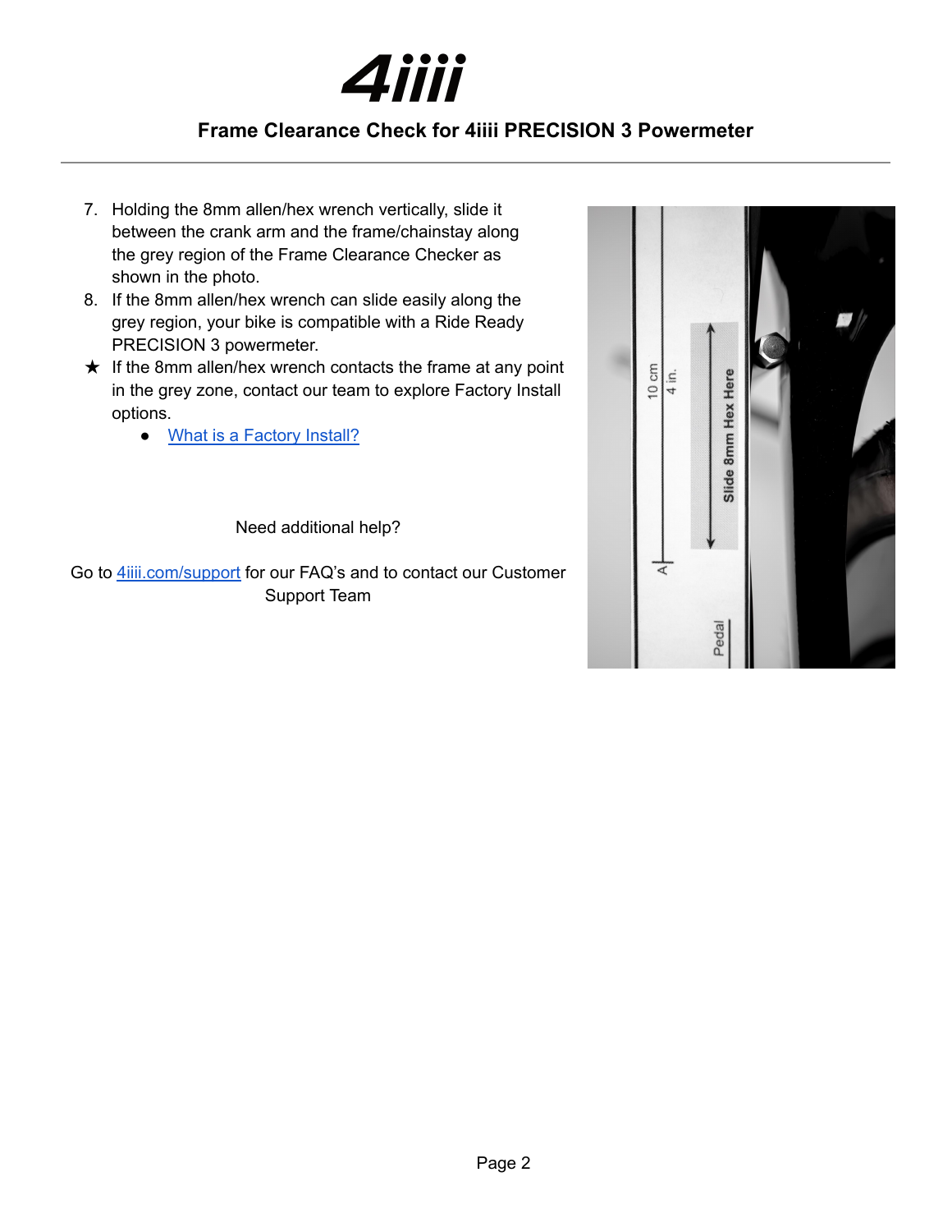# 4iiii

## Frame Clearance Check for 4iiii PRECISION 3 Powermeter

7. Holding the 8mm allen/hex wrench vertically, slide it between the crank arm and the frame/chainstay along the grey region of the Frame Clearance Checker as shown in the photo.
8. If the 8mm allen/hex wrench can slide easily along the grey region, your bike is compatible with a Ride Ready PRECISION 3 powermeter.

★ If the 8mm allen/hex wrench contacts the frame at any point in the grey zone, contact our team to explore Factory Install options.

- [What is a Factory Install?]()

Need additional help?

Go to [4iiii.com/support]() for our FAQ's and to contact our Customer Support Team

10 cm
4 in.
A
Slide 8mm Hex Here
Pedal